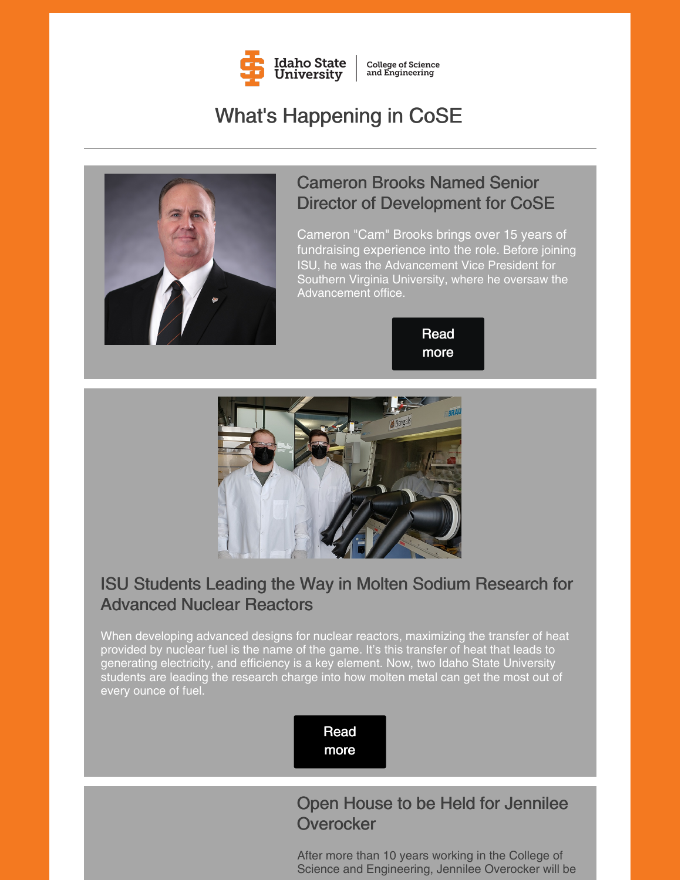Idaho State University | College of Science and Engineering

# What's Happening in CoSE

---

## Cameron Brooks Named Senior Director of Development for CoSE

Cameron "Cam" Brooks brings over 15 years of fundraising experience into the role. Before joining ISU, he was the Advancement Vice President for Southern Virginia University, where he oversaw the Advancement office.

Read more

## ISU Students Leading the Way in Molten Sodium Research for Advanced Nuclear Reactors

When developing advanced designs for nuclear reactors, maximizing the transfer of heat provided by nuclear fuel is the name of the game. It's this transfer of heat that leads to generating electricity, and efficiency is a key element. Now, two Idaho State University students are leading the research charge into how molten metal can get the most out of every ounce of fuel.

Read more

## Open House to be Held for Jennilee Overocker

After more than 10 years working in the College of Science and Engineering, Jennilee Overocker will be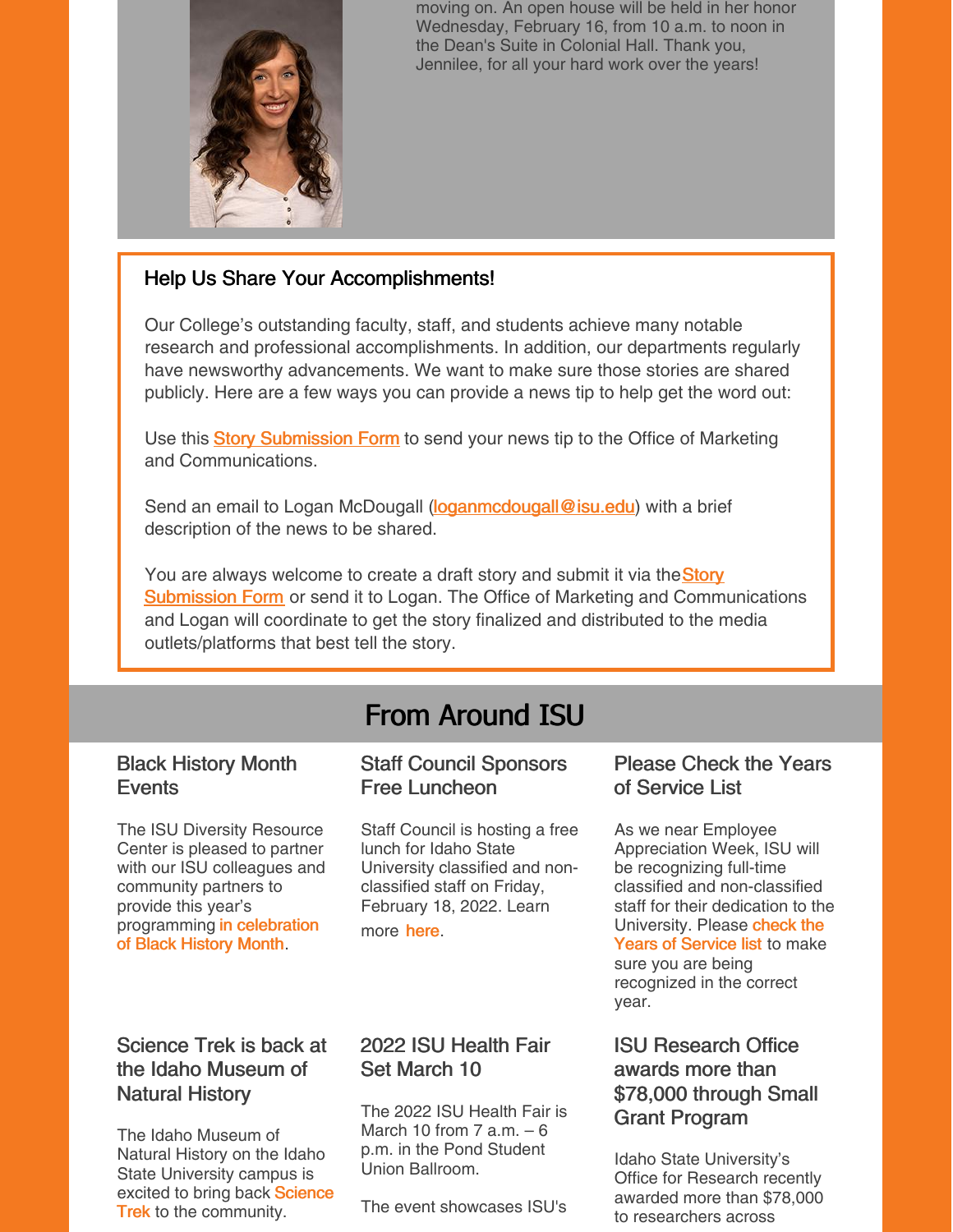moving on. An open house will be held in her honor Wednesday, February 16, from 10 a.m. to noon in the Dean's Suite in Colonial Hall. Thank you, Jennilee, for all your hard work over the years!

### Help Us Share Your Accomplishments!

Our College's outstanding faculty, staff, and students achieve many notable research and professional accomplishments. In addition, our departments regularly have newsworthy advancements. We want to make sure those stories are shared publicly. Here are a few ways you can provide a news tip to help get the word out:

Use this Story Submission Form to send your news tip to the Office of Marketing and Communications.

Send an email to Logan McDougall (loganmcdougall@isu.edu) with a brief description of the news to be shared.

You are always welcome to create a draft story and submit it via the Story Submission Form or send it to Logan. The Office of Marketing and Communications and Logan will coordinate to get the story finalized and distributed to the media outlets/platforms that best tell the story.

## From Around ISU

### Black History Month Events

The ISU Diversity Resource Center is pleased to partner with our ISU colleagues and community partners to provide this year's programming in celebration of Black History Month.

### Staff Council Sponsors Free Luncheon

Staff Council is hosting a free lunch for Idaho State University classified and non-classified staff on Friday, February 18, 2022. Learn more here.

### Please Check the Years of Service List

As we near Employee Appreciation Week, ISU will be recognizing full-time classified and non-classified staff for their dedication to the University. Please check the Years of Service list to make sure you are being recognized in the correct year.

### Science Trek is back at the Idaho Museum of Natural History

The Idaho Museum of Natural History on the Idaho State University campus is excited to bring back Science Trek to the community.

### 2022 ISU Health Fair Set March 10

The 2022 ISU Health Fair is March 10 from 7 a.m. – 6 p.m. in the Pond Student Union Ballroom.

The event showcases ISU's

### ISU Research Office awards more than $78,000 through Small Grant Program

Idaho State University's Office for Research recently awarded more than $78,000 to researchers across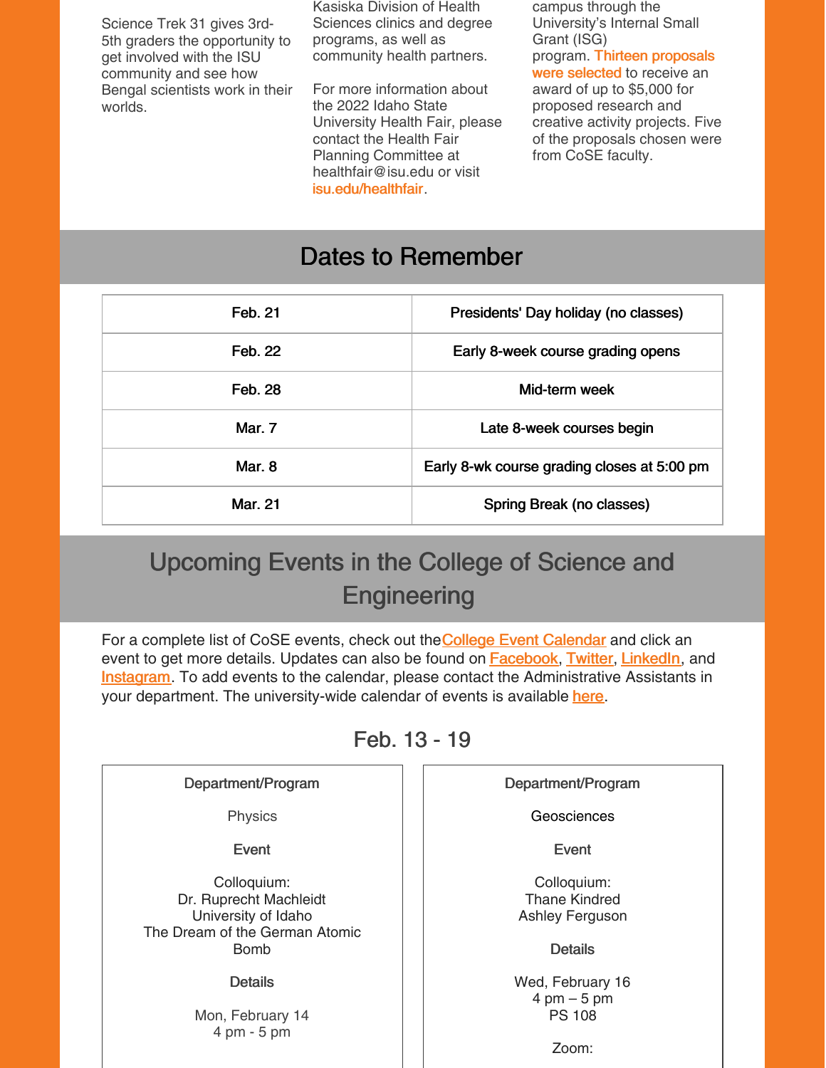Science Trek 31 gives 3rd-5th graders the opportunity to get involved with the ISU community and see how Bengal scientists work in their worlds.

Kasiska Division of Health Sciences clinics and degree programs, as well as community health partners.

For more information about the 2022 Idaho State University Health Fair, please contact the Health Fair Planning Committee at healthfair@isu.edu or visit isu.edu/healthfair.

campus through the University's Internal Small Grant (ISG) program. Thirteen proposals were selected to receive an award of up to $5,000 for proposed research and creative activity projects. Five of the proposals chosen were from CoSE faculty.

## Dates to Remember

| | |
|---|---|
| Feb. 21 | Presidents' Day holiday (no classes) |
| Feb. 22 | Early 8-week course grading opens |
| Feb. 28 | Mid-term week |
| Mar. 7 | Late 8-week courses begin |
| Mar. 8 | Early 8-wk course grading closes at 5:00 pm |
| Mar. 21 | Spring Break (no classes) |

## Upcoming Events in the College of Science and Engineering

For a complete list of CoSE events, check out the College Event Calendar and click an event to get more details. Updates can also be found on Facebook, Twitter, LinkedIn, and Instagram. To add events to the calendar, please contact the Administrative Assistants in your department. The university-wide calendar of events is available here.

### Feb. 13 - 19

**Department/Program**

Physics

**Event**

Colloquium:
Dr. Ruprecht Machleidt
University of Idaho
The Dream of the German Atomic Bomb

**Details**

Mon, February 14
4 pm - 5 pm

**Department/Program**

Geosciences

**Event**

Colloquium:
Thane Kindred
Ashley Ferguson

**Details**

Wed, February 16
4 pm – 5 pm
PS 108

Zoom: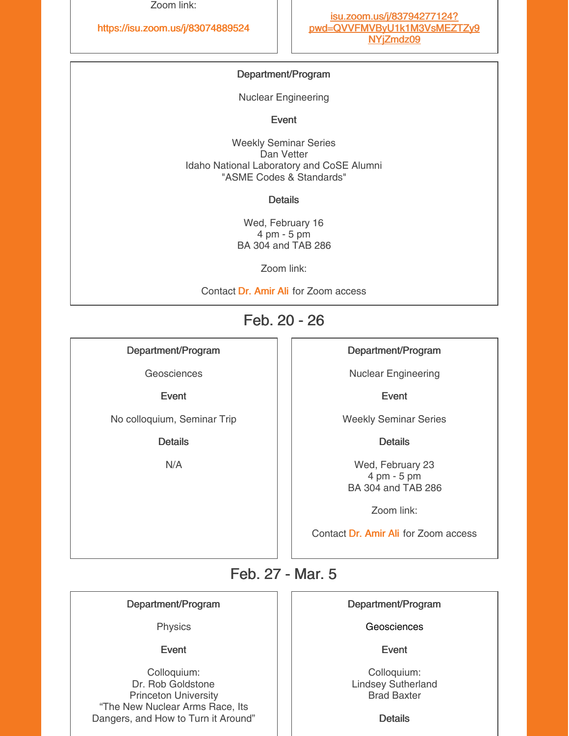Zoom link:

https://isu.zoom.us/j/83074889524

isu.zoom.us/j/83794277124?pwd=QVVFMVByU1k1M3VsMEZTZy9NYjZmdz09

**Department/Program**

Nuclear Engineering

**Event**

Weekly Seminar Series
Dan Vetter
Idaho National Laboratory and CoSE Alumni
"ASME Codes & Standards"

**Details**

Wed, February 16
4 pm - 5 pm
BA 304 and TAB 286

Zoom link:

Contact Dr. Amir Ali for Zoom access

## Feb. 20 - 26

**Department/Program**

Geosciences

**Event**

No colloquium, Seminar Trip

**Details**

N/A

**Department/Program**

Nuclear Engineering

**Event**

Weekly Seminar Series

**Details**

Wed, February 23
4 pm - 5 pm
BA 304 and TAB 286

Zoom link:

Contact Dr. Amir Ali for Zoom access

## Feb. 27 - Mar. 5

**Department/Program**

Physics

**Event**

Colloquium:
Dr. Rob Goldstone
Princeton University
“The New Nuclear Arms Race, Its Dangers, and How to Turn it Around”

**Department/Program**

Geosciences

**Event**

Colloquium:
Lindsey Sutherland
Brad Baxter

**Details**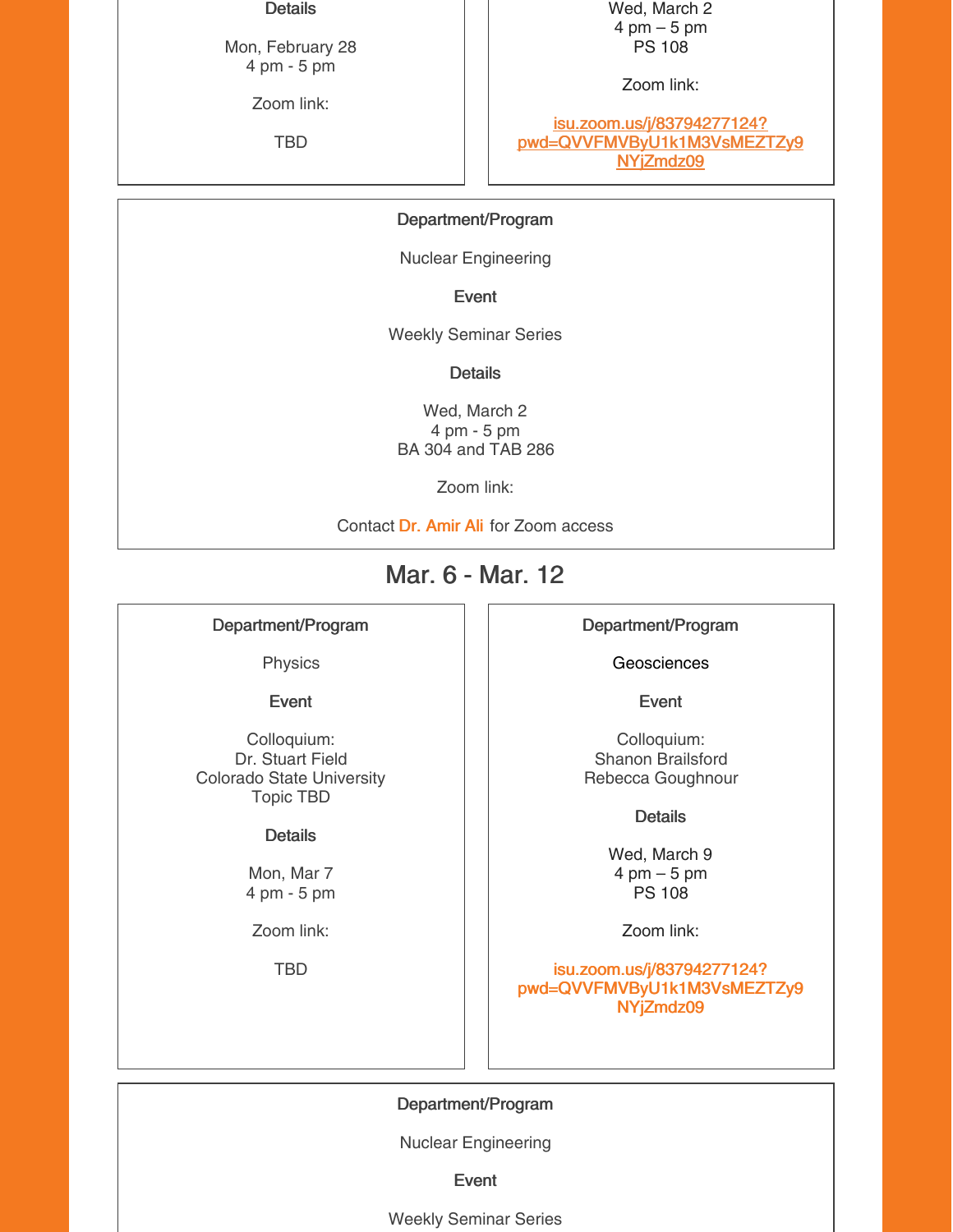**Details**

Mon, February 28
4 pm - 5 pm

Zoom link:

TBD

Wed, March 2
4 pm – 5 pm
PS 108

Zoom link:

isu.zoom.us/j/83794277124?pwd=QVVFMVByU1k1M3VsMEZTZy9NYjZmdz09

**Department/Program**

Nuclear Engineering

**Event**

Weekly Seminar Series

**Details**

Wed, March 2
4 pm - 5 pm
BA 304 and TAB 286

Zoom link:

Contact Dr. Amir Ali for Zoom access

## Mar. 6 - Mar. 12

**Department/Program**

Physics

**Event**

Colloquium:
Dr. Stuart Field
Colorado State University
Topic TBD

**Details**

Mon, Mar 7
4 pm - 5 pm

Zoom link:

TBD

**Department/Program**

Geosciences

**Event**

Colloquium:
Shanon Brailsford
Rebecca Goughnour

**Details**

Wed, March 9
4 pm – 5 pm
PS 108

Zoom link:

isu.zoom.us/j/83794277124?pwd=QVVFMVByU1k1M3VsMEZTZy9NYjZmdz09

**Department/Program**

Nuclear Engineering

**Event**

Weekly Seminar Series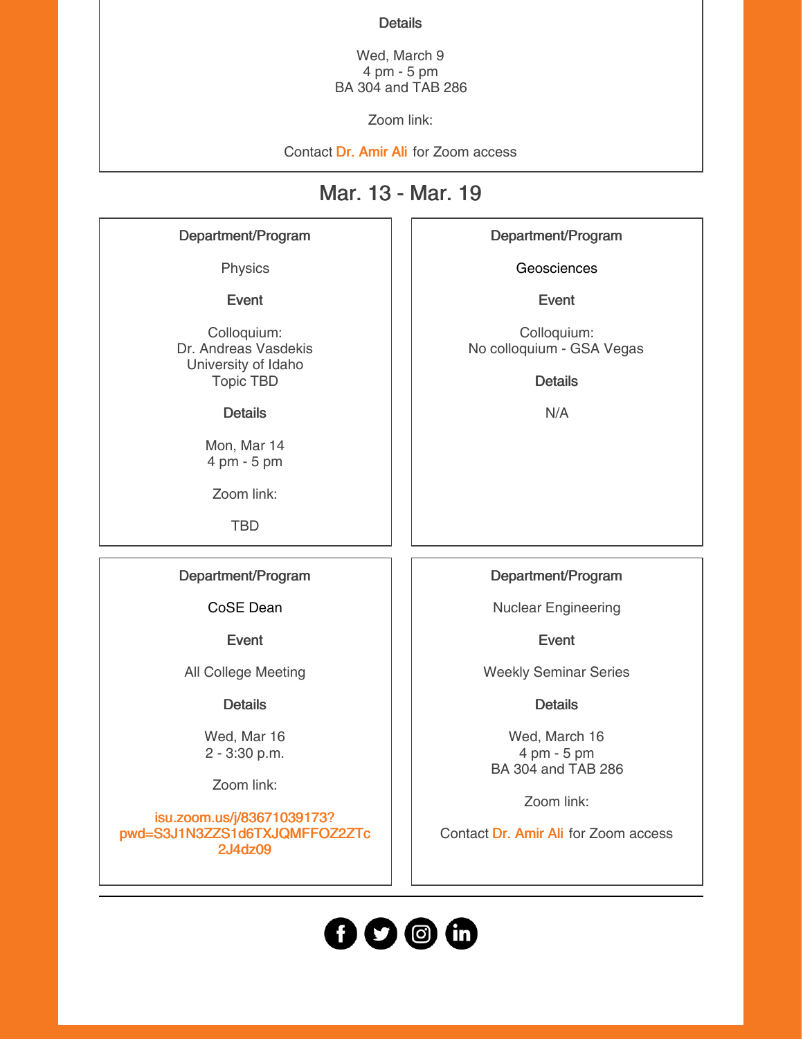**Details**

Wed, March 9
4 pm - 5 pm
BA 304 and TAB 286

Zoom link:

Contact Dr. Amir Ali for Zoom access

## Mar. 13 - Mar. 19

**Department/Program**

Physics

**Event**

Colloquium:
Dr. Andreas Vasdekis
University of Idaho
Topic TBD

**Details**

Mon, Mar 14
4 pm - 5 pm

Zoom link:

TBD

---

**Department/Program**

Geosciences

**Event**

Colloquium:
No colloquium - GSA Vegas

**Details**

N/A

---

**Department/Program**

CoSE Dean

**Event**

All College Meeting

**Details**

Wed, Mar 16
2 - 3:30 p.m.

Zoom link:

isu.zoom.us/j/83671039173?pwd=S3J1N3ZZS1d6TXJQMFFOZ2ZTc2J4dz09

---

**Department/Program**

Nuclear Engineering

**Event**

Weekly Seminar Series

**Details**

Wed, March 16
4 pm - 5 pm
BA 304 and TAB 286

Zoom link:

Contact Dr. Amir Ali for Zoom access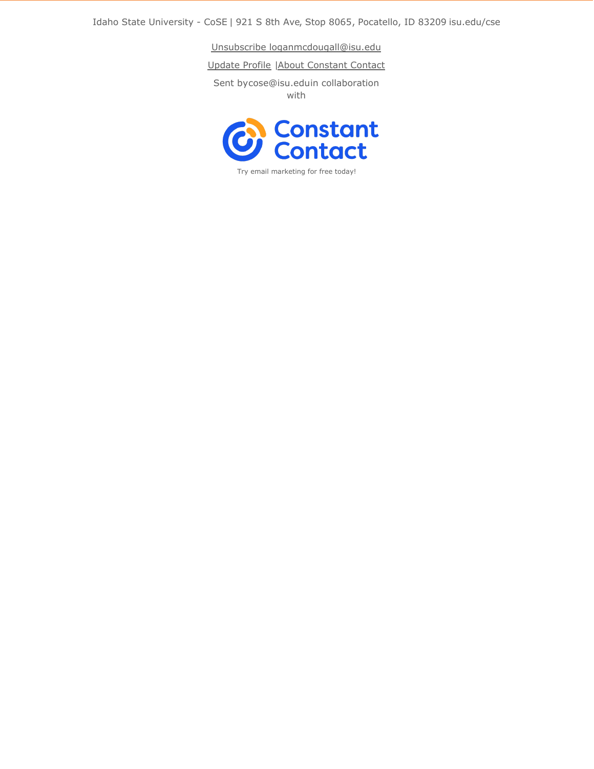Idaho State University - CoSE | 921 S 8th Ave, Stop 8065, Pocatello, ID 83209 isu.edu/cse

Unsubscribe loganmcdougall@isu.edu

Update Profile |About Constant Contact

Sent bycose@isu.eduin collaboration with

Constant Contact

Try email marketing for free today!